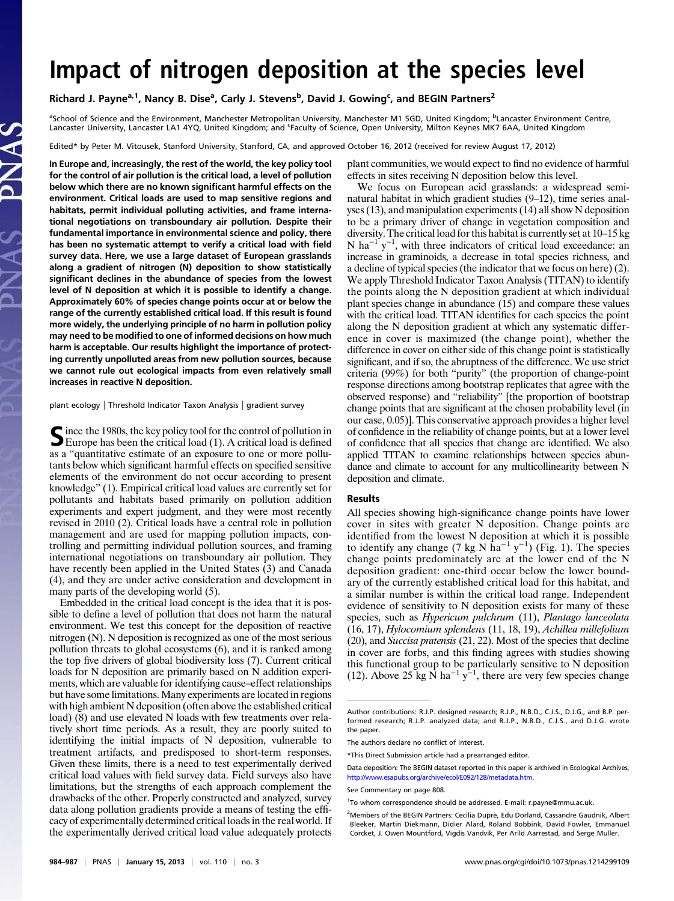# Impact of nitrogen deposition at the species level

Richard J. Payne[a,1], Nancy B. Dise[a], Carly J. Stevens[b], David J. Gowing[c], and BEGIN Partners[2]

[a]School of Science and the Environment, Manchester Metropolitan University, Manchester M1 5GD, United Kingdom; [b]Lancaster Environment Centre, Lancaster University, Lancaster LA1 4YQ, United Kingdom; and [c]Faculty of Science, Open University, Milton Keynes MK7 6AA, United Kingdom

Edited* by Peter M. Vitousek, Stanford University, Stanford, CA, and approved October 16, 2012 (received for review August 17, 2012)

**In Europe and, increasingly, the rest of the world, the key policy tool for the control of air pollution is the critical load, a level of pollution below which there are no known significant harmful effects on the environment. Critical loads are used to map sensitive regions and habitats, permit individual polluting activities, and frame international negotiations on transboundary air pollution. Despite their fundamental importance in environmental science and policy, there has been no systematic attempt to verify a critical load with field survey data. Here, we use a large dataset of European grasslands along a gradient of nitrogen (N) deposition to show statistically significant declines in the abundance of species from the lowest level of N deposition at which it is possible to identify a change. Approximately 60% of species change points occur at or below the range of the currently established critical load. If this result is found more widely, the underlying principle of no harm in pollution policy may need to be modified to one of informed decisions on how much harm is acceptable. Our results highlight the importance of protecting currently unpolluted areas from new pollution sources, because we cannot rule out ecological impacts from even relatively small increases in reactive N deposition.**

plant ecology | Threshold Indicator Taxon Analysis | gradient survey

Since the 1980s, the key policy tool for the control of pollution in Europe has been the critical load (1). A critical load is defined as a "quantitative estimate of an exposure to one or more pollutants below which significant harmful effects on specified sensitive elements of the environment do not occur according to present knowledge" (1). Empirical critical load values are currently set for pollutants and habitats based primarily on pollution addition experiments and expert judgment, and they were most recently revised in 2010 (2). Critical loads have a central role in pollution management and are used for mapping pollution impacts, controlling and permitting individual pollution sources, and framing international negotiations on transboundary air pollution. They have recently been applied in the United States (3) and Canada (4), and they are under active consideration and development in many parts of the developing world (5).

Embedded in the critical load concept is the idea that it is possible to define a level of pollution that does not harm the natural environment. We test this concept for the deposition of reactive nitrogen (N). N deposition is recognized as one of the most serious pollution threats to global ecosystems (6), and it is ranked among the top five drivers of global biodiversity loss (7). Current critical loads for N deposition are primarily based on N addition experiments, which are valuable for identifying cause–effect relationships but have some limitations. Many experiments are located in regions with high ambient N deposition (often above the established critical load) (8) and use elevated N loads with few treatments over relatively short time periods. As a result, they are poorly suited to identifying the initial impacts of N deposition, vulnerable to treatment artifacts, and predisposed to short-term responses. Given these limits, there is a need to test experimentally derived critical load values with field survey data. Field surveys also have limitations, but the strengths of each approach complement the drawbacks of the other. Properly constructed and analyzed, survey data along pollution gradients provide a means of testing the efficacy of experimentally determined critical loads in the real world. If the experimentally derived critical load value adequately protects plant communities, we would expect to find no evidence of harmful effects in sites receiving N deposition below this level.

We focus on European acid grasslands: a widespread seminatural habitat in which gradient studies (9–12), time series analyses (13), and manipulation experiments (14) all show N deposition to be a primary driver of change in vegetation composition and diversity. The critical load for this habitat is currently set at 10–15 kg N $ha^{-1}$ $y^{-1}$, with three indicators of critical load exceedance: an increase in graminoids, a decrease in total species richness, and a decline of typical species (the indicator that we focus on here) (2). We apply Threshold Indicator Taxon Analysis (TITAN) to identify the points along the N deposition gradient at which individual plant species change in abundance (15) and compare these values with the critical load. TITAN identifies for each species the point along the N deposition gradient at which any systematic difference in cover is maximized (the change point), whether the difference in cover on either side of this change point is statistically significant, and if so, the abruptness of the difference. We use strict criteria (99%) for both "purity" (the proportion of change-point response directions among bootstrap replicates that agree with the observed response) and "reliability" [the proportion of bootstrap change points that are significant at the chosen probability level (in our case, 0.05)]. This conservative approach provides a higher level of confidence in the reliability of change points, but at a lower level of confidence that all species that change are identified. We also applied TITAN to examine relationships between species abundance and climate to account for any multicollinearity between N deposition and climate.

## Results

All species showing high-significance change points have lower cover in sites with greater N deposition. Change points are identified from the lowest N deposition at which it is possible to identify any change (7 kg N $ha^{-1}$ $y^{-1}$) (Fig. 1). The species change points predominately are at the lower end of the N deposition gradient: one-third occur below the lower boundary of the currently established critical load for this habitat, and a similar number is within the critical load range. Independent evidence of sensitivity to N deposition exists for many of these species, such as *Hypericum pulchrum* (11), *Plantago lanceolata* (16, 17), *Hylocomium splendens* (11, 18, 19), *Achillea millefolium* (20), and *Succisa pratensis* (21, 22). Most of the species that decline in cover are forbs, and this finding agrees with studies showing this functional group to be particularly sensitive to N deposition (12). Above 25 kg N $ha^{-1}$ $y^{-1}$, there are very few species change

Author contributions: R.J.P. designed research; R.J.P., N.B.D., C.J.S., D.J.G., and B.P. performed research; R.J.P. analyzed data; and R.J.P., N.B.D., C.J.S., and D.J.G. wrote the paper.

The authors declare no conflict of interest.

*This Direct Submission article had a prearranged editor.

Data deposition: The BEGIN dataset reported in this paper is archived in Ecological Archives, http://www.esapubs.org/archive/ecol/E092/128/metadata.htm.

See Commentary on page 808.

[1]To whom correspondence should be addressed. E-mail: r.payne@mmu.ac.uk.

[2]Members of the BEGIN Partners: Cecilia Duprè, Edu Dorland, Cassandre Gaudnik, Albert Bleeker, Martin Diekmann, Didier Alard, Roland Bobbink, David Fowler, Emmanuel Corcket, J. Owen Mountford, Vigdis Vandvik, Per Arild Aarrestad, and Serge Muller.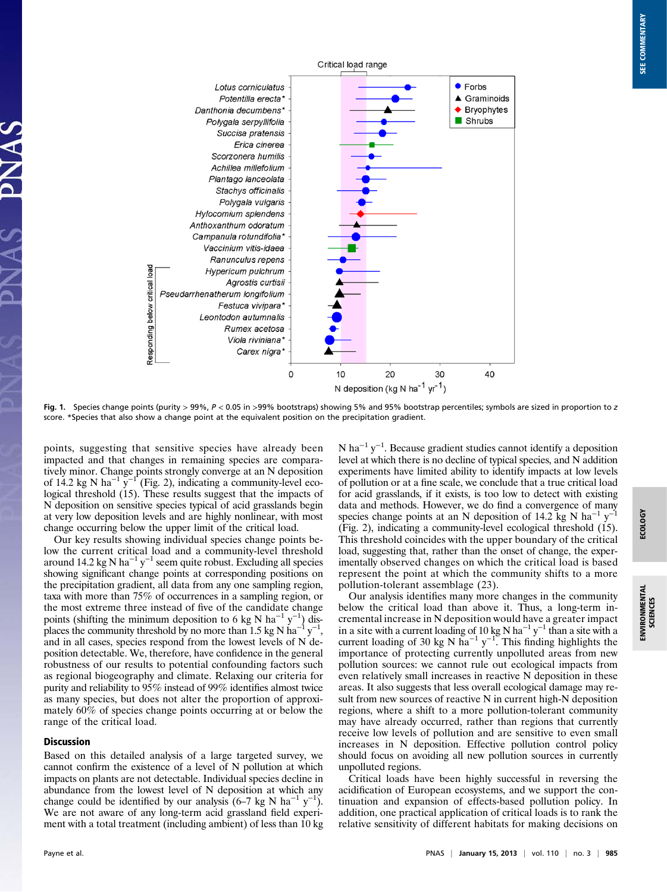**Fig. 1.** Species change points (purity > 99%, $P < 0.05$ in >99% bootstraps) showing 5% and 95% bootstrap percentiles; symbols are sized in proportion to $z$ score. *Species that also show a change point at the equivalent position on the precipitation gradient.

points, suggesting that sensitive species have already been impacted and that changes in remaining species are comparatively minor. Change points strongly converge at an N deposition of 14.2 kg N $ha^{-1}$ $y^{-1}$ (Fig. 2), indicating a community-level ecological threshold (15). These results suggest that the impacts of N deposition on sensitive species typical of acid grasslands begin at very low deposition levels and are highly nonlinear, with most change occurring below the upper limit of the critical load.

Our key results showing individual species change points below the current critical load and a community-level threshold around 14.2 kg N $ha^{-1}$ $y^{-1}$ seem quite robust. Excluding all species showing significant change points at corresponding positions on the precipitation gradient, all data from any one sampling region, taxa with more than 75% of occurrences in a sampling region, or the most extreme three instead of five of the candidate change points (shifting the minimum deposition to 6 kg N $ha^{-1}$ $y^{-1}$) displaces the community threshold by no more than 1.5 kg N $ha^{-1}$ $y^{-1}$, and in all cases, species respond from the lowest levels of N deposition detectable. We, therefore, have confidence in the general robustness of our results to potential confounding factors such as regional biogeography and climate. Relaxing our criteria for purity and reliability to 95% instead of 99% identifies almost twice as many species, but does not alter the proportion of approximately 60% of species change points occurring at or below the range of the critical load.

## Discussion

Based on this detailed analysis of a large targeted survey, we cannot confirm the existence of a level of N pollution at which impacts on plants are not detectable. Individual species decline in abundance from the lowest level of N deposition at which any change could be identified by our analysis (6–7 kg N $ha^{-1}$ $y^{-1}$). We are not aware of any long-term acid grassland field experiment with a total treatment (including ambient) of less than 10 kg N $ha^{-1}$ $y^{-1}$. Because gradient studies cannot identify a deposition level at which there is no decline of typical species, and N addition experiments have limited ability to identify impacts at low levels of pollution or at a fine scale, we conclude that a true critical load for acid grasslands, if it exists, is too low to detect with existing data and methods. However, we do find a convergence of many species change points at an N deposition of 14.2 kg N $ha^{-1}$ $y^{-1}$ (Fig. 2), indicating a community-level ecological threshold (15). This threshold coincides with the upper boundary of the critical load, suggesting that, rather than the onset of change, the experimentally observed changes on which the critical load is based represent the point at which the community shifts to a more pollution-tolerant assemblage (23).

Our analysis identifies many more changes in the community below the critical load than above it. Thus, a long-term incremental increase in N deposition would have a greater impact in a site with a current loading of 10 kg N $ha^{-1}$ $y^{-1}$ than a site with a current loading of 30 kg N $ha^{-1}$ $y^{-1}$. This finding highlights the importance of protecting currently unpolluted areas from new pollution sources: we cannot rule out ecological impacts from even relatively small increases in reactive N deposition in these areas. It also suggests that less overall ecological damage may result from new sources of reactive N in current high-N deposition regions, where a shift to a more pollution-tolerant community may have already occurred, rather than regions that currently receive low levels of pollution and are sensitive to even small increases in N deposition. Effective pollution control policy should focus on avoiding all new pollution sources in currently unpolluted regions.

Critical loads have been highly successful in reversing the acidification of European ecosystems, and we support the continuation and expansion of effects-based pollution policy. In addition, one practical application of critical loads is to rank the relative sensitivity of different habitats for making decisions on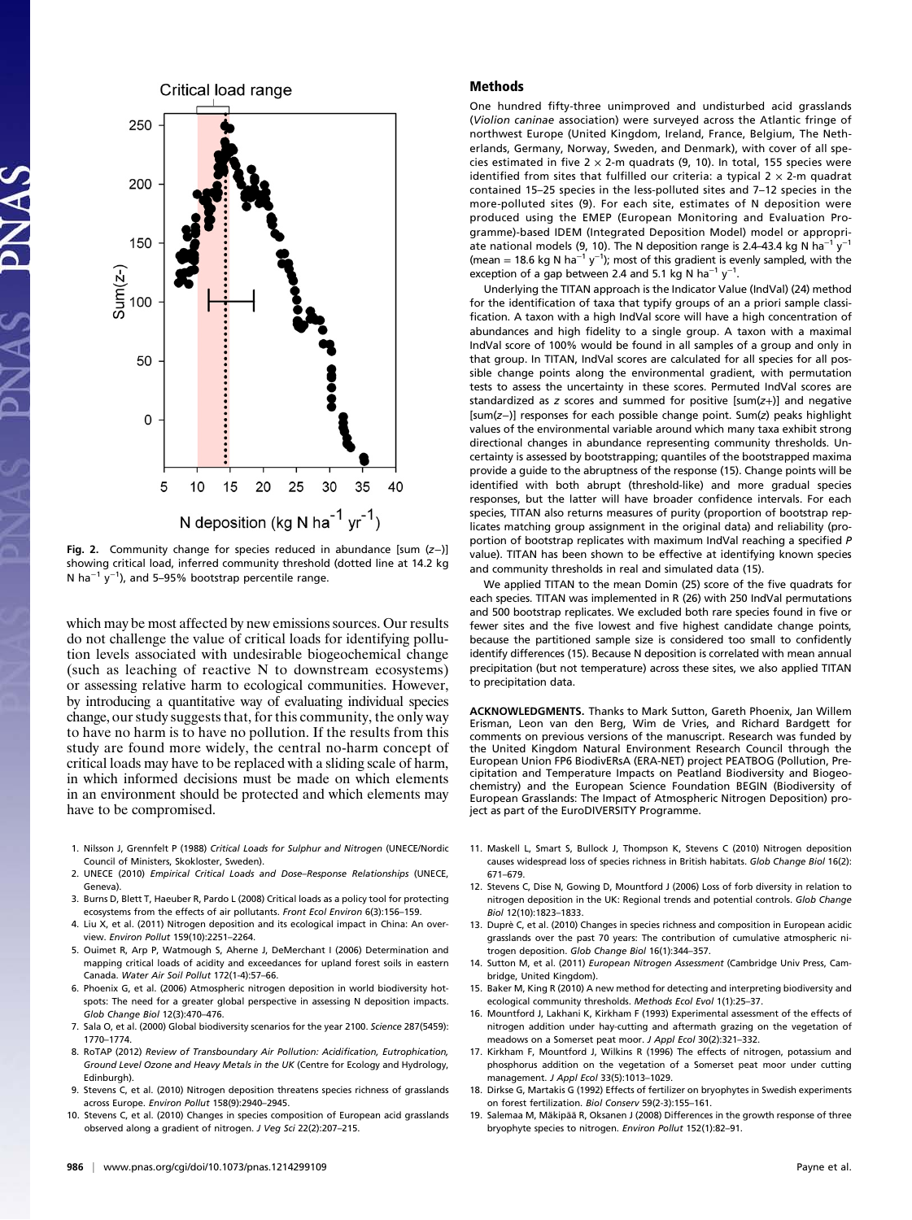Fig. 2. Community change for species reduced in abundance [sum (z−)] showing critical load, inferred community threshold (dotted line at 14.2 kg N $ha^{-1}$ $y^{-1}$), and 5–95% bootstrap percentile range.

which may be most affected by new emissions sources. Our results do not challenge the value of critical loads for identifying pollution levels associated with undesirable biogeochemical change (such as leaching of reactive N to downstream ecosystems) or assessing relative harm to ecological communities. However, by introducing a quantitative way of evaluating individual species change, our study suggests that, for this community, the only way to have no harm is to have no pollution. If the results from this study are found more widely, the central no-harm concept of critical loads may have to be replaced with a sliding scale of harm, in which informed decisions must be made on which elements in an environment should be protected and which elements may have to be compromised.

## Methods

One hundred fifty-three unimproved and undisturbed acid grasslands (*Violion caninae* association) were surveyed across the Atlantic fringe of northwest Europe (United Kingdom, Ireland, France, Belgium, The Netherlands, Germany, Norway, Sweden, and Denmark), with cover of all species estimated in five 2 × 2-m quadrats (9, 10). In total, 155 species were identified from sites that fulfilled our criteria: a typical 2 × 2-m quadrat contained 15–25 species in the less-polluted sites and 7–12 species in the more-polluted sites (9). For each site, estimates of N deposition were produced using the EMEP (European Monitoring and Evaluation Programme)-based IDEM (Integrated Deposition Model) model or appropriate national models (9, 10). The N deposition range is 2.4–43.4 kg N $ha^{-1}$ $y^{-1}$ (mean = 18.6 kg N $ha^{-1}$ $y^{-1}$); most of this gradient is evenly sampled, with the exception of a gap between 2.4 and 5.1 kg N $ha^{-1}$ $y^{-1}$.

Underlying the TITAN approach is the Indicator Value (IndVal) (24) method for the identification of taxa that typify groups of an a priori sample classification. A taxon with a high IndVal score will have a high concentration of abundances and high fidelity to a single group. A taxon with a maximal IndVal score of 100% would be found in all samples of a group and only in that group. In TITAN, IndVal scores are calculated for all species for all possible change points along the environmental gradient, with permutation tests to assess the uncertainty in these scores. Permuted IndVal scores are standardized as z scores and summed for positive [sum(z+)] and negative [sum(z−)] responses for each possible change point. Sum(z) peaks highlight values of the environmental variable around which many taxa exhibit strong directional changes in abundance representing community thresholds. Uncertainty is assessed by bootstrapping; quantiles of the bootstrapped maxima provide a guide to the abruptness of the response (15). Change points will be identified with both abrupt (threshold-like) and more gradual species responses, but the latter will have broader confidence intervals. For each species, TITAN also returns measures of purity (proportion of bootstrap replicates matching group assignment in the original data) and reliability (proportion of bootstrap replicates with maximum IndVal reaching a specified P value). TITAN has been shown to be effective at identifying known species and community thresholds in real and simulated data (15).

We applied TITAN to the mean Domin (25) score of the five quadrats for each species. TITAN was implemented in R (26) with 250 IndVal permutations and 500 bootstrap replicates. We excluded both rare species found in five or fewer sites and the five lowest and five highest candidate change points, because the partitioned sample size is considered too small to confidently identify differences (15). Because N deposition is correlated with mean annual precipitation (but not temperature) across these sites, we also applied TITAN to precipitation data.

**ACKNOWLEDGMENTS.** Thanks to Mark Sutton, Gareth Phoenix, Jan Willem Erisman, Leon van den Berg, Wim de Vries, and Richard Bardgett for comments on previous versions of the manuscript. Research was funded by the United Kingdom Natural Environment Research Council through the European Union FP6 BiodivERsA (ERA-NET) project PEATBOG (Pollution, Precipitation and Temperature Impacts on Peatland Biodiversity and Biogeochemistry) and the European Science Foundation BEGIN (Biodiversity of European Grasslands: The Impact of Atmospheric Nitrogen Deposition) project as part of the EuroDIVERSITY Programme.

1. Nilsson J, Grennfelt P (1988) *Critical Loads for Sulphur and Nitrogen* (UNECE/Nordic Council of Ministers, Skokloster, Sweden).
2. UNECE (2010) *Empirical Critical Loads and Dose–Response Relationships* (UNECE, Geneva).
3. Burns D, Blett T, Haeuber R, Pardo L (2008) Critical loads as a policy tool for protecting ecosystems from the effects of air pollutants. *Front Ecol Environ* 6(3):156–159.
4. Liu X, et al. (2011) Nitrogen deposition and its ecological impact in China: An overview. *Environ Pollut* 159(10):2251–2264.
5. Ouimet R, Arp P, Watmough S, Aherne J, DeMerchant I (2006) Determination and mapping critical loads of acidity and exceedances for upland forest soils in eastern Canada. *Water Air Soil Pollut* 172(1-4):57–66.
6. Phoenix G, et al. (2006) Atmospheric nitrogen deposition in world biodiversity hotspots: The need for a greater global perspective in assessing N deposition impacts. *Glob Change Biol* 12(3):470–476.
7. Sala O, et al. (2000) Global biodiversity scenarios for the year 2100. *Science* 287(5459): 1770–1774.
8. RoTAP (2012) *Review of Transboundary Air Pollution: Acidification, Eutrophication, Ground Level Ozone and Heavy Metals in the UK* (Centre for Ecology and Hydrology, Edinburgh).
9. Stevens C, et al. (2010) Nitrogen deposition threatens species richness of grasslands across Europe. *Environ Pollut* 158(9):2940–2945.
10. Stevens C, et al. (2010) Changes in species composition of European acid grasslands observed along a gradient of nitrogen. *J Veg Sci* 22(2):207–215.
11. Maskell L, Smart S, Bullock J, Thompson K, Stevens C (2010) Nitrogen deposition causes widespread loss of species richness in British habitats. *Glob Change Biol* 16(2): 671–679.
12. Stevens C, Dise N, Gowing D, Mountford J (2006) Loss of forb diversity in relation to nitrogen deposition in the UK: Regional trends and potential controls. *Glob Change Biol* 12(10):1823–1833.
13. Duprè C, et al. (2010) Changes in species richness and composition in European acidic grasslands over the past 70 years: The contribution of cumulative atmospheric nitrogen deposition. *Glob Change Biol* 16(1):344–357.
14. Sutton M, et al. (2011) *European Nitrogen Assessment* (Cambridge Univ Press, Cambridge, United Kingdom).
15. Baker M, King R (2010) A new method for detecting and interpreting biodiversity and ecological community thresholds. *Methods Ecol Evol* 1(1):25–37.
16. Mountford J, Lakhani K, Kirkham F (1993) Experimental assessment of the effects of nitrogen addition under hay-cutting and aftermath grazing on the vegetation of meadows on a Somerset peat moor. *J Appl Ecol* 30(2):321–332.
17. Kirkham F, Mountford J, Wilkins R (1996) The effects of nitrogen, potassium and phosphorus addition on the vegetation of a Somerset peat moor under cutting management. *J Appl Ecol* 33(5):1013–1029.
18. Dirkse G, Martakis G (1992) Effects of fertilizer on bryophytes in Swedish experiments on forest fertilization. *Biol Conserv* 59(2-3):155–161.
19. Salemaa M, Mäkipää R, Oksanen J (2008) Differences in the growth response of three bryophyte species to nitrogen. *Environ Pollut* 152(1):82–91.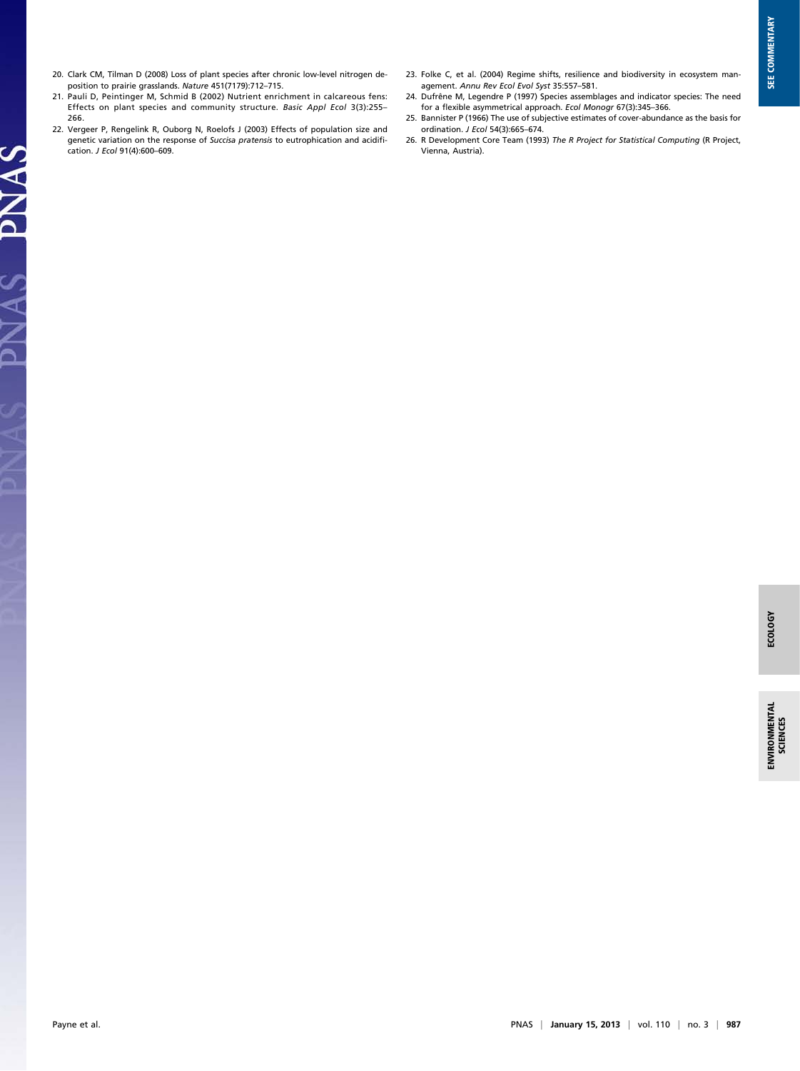20. Clark CM, Tilman D (2008) Loss of plant species after chronic low-level nitrogen deposition to prairie grasslands. *Nature* 451(7179):712–715.
21. Pauli D, Peintinger M, Schmid B (2002) Nutrient enrichment in calcareous fens: Effects on plant species and community structure. *Basic Appl Ecol* 3(3):255–266.
22. Vergeer P, Rengelink R, Ouborg N, Roelofs J (2003) Effects of population size and genetic variation on the response of *Succisa pratensis* to eutrophication and acidification. *J Ecol* 91(4):600–609.
23. Folke C, et al. (2004) Regime shifts, resilience and biodiversity in ecosystem management. *Annu Rev Ecol Evol Syst* 35:557–581.
24. Dufrêne M, Legendre P (1997) Species assemblages and indicator species: The need for a flexible asymmetrical approach. *Ecol Monogr* 67(3):345–366.
25. Bannister P (1966) The use of subjective estimates of cover-abundance as the basis for ordination. *J Ecol* 54(3):665–674.
26. R Development Core Team (1993) *The R Project for Statistical Computing* (R Project, Vienna, Austria).